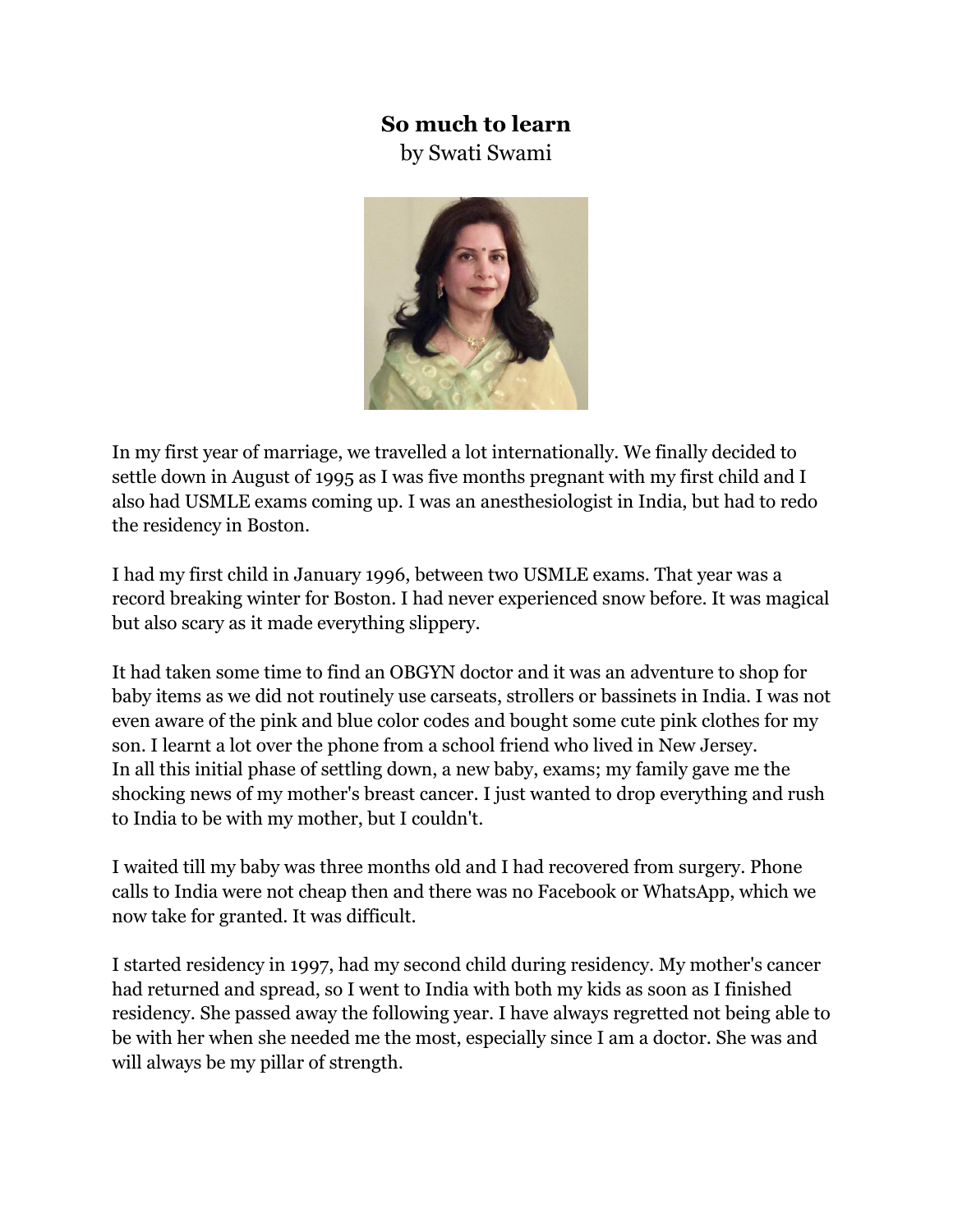# So much to learn

by Swati Swami

In my first year of marriage, we travelled a lot internationally. We finally decided to settle down in August of 1995 as I was five months pregnant with my first child and I also had USMLE exams coming up. I was an anesthesiologist in India, but had to redo the residency in Boston.

I had my first child in January 1996, between two USMLE exams. That year was a record breaking winter for Boston. I had never experienced snow before. It was magical but also scary as it made everything slippery.

It had taken some time to find an OBGYN doctor and it was an adventure to shop for baby items as we did not routinely use carseats, strollers or bassinets in India. I was not even aware of the pink and blue color codes and bought some cute pink clothes for my son. I learnt a lot over the phone from a school friend who lived in New Jersey.
In all this initial phase of settling down, a new baby, exams; my family gave me the shocking news of my mother's breast cancer. I just wanted to drop everything and rush to India to be with my mother, but I couldn't.

I waited till my baby was three months old and I had recovered from surgery. Phone calls to India were not cheap then and there was no Facebook or WhatsApp, which we now take for granted. It was difficult.

I started residency in 1997, had my second child during residency. My mother's cancer had returned and spread, so I went to India with both my kids as soon as I finished residency. She passed away the following year. I have always regretted not being able to be with her when she needed me the most, especially since I am a doctor. She was and will always be my pillar of strength.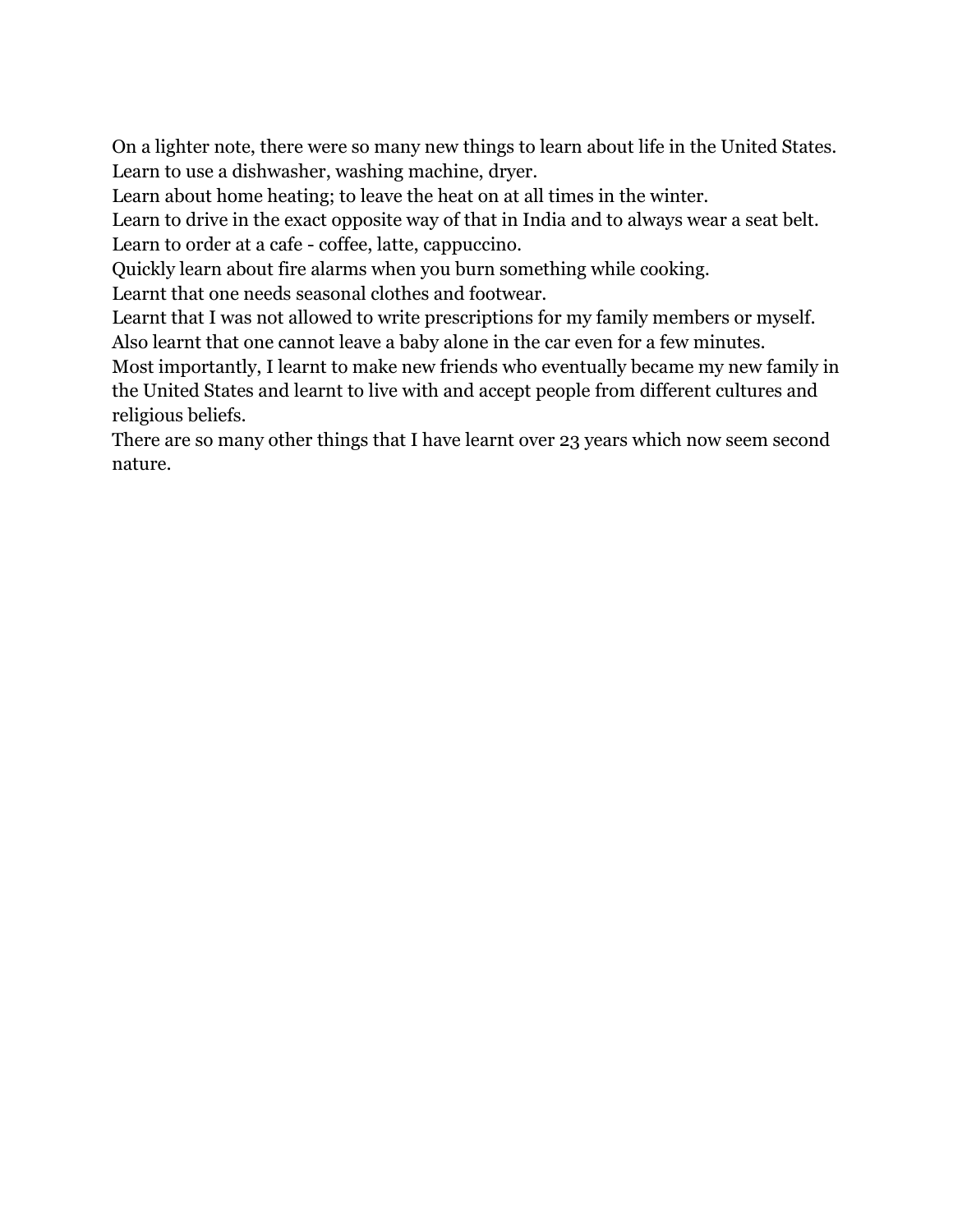On a lighter note, there were so many new things to learn about life in the United States.

Learn to use a dishwasher, washing machine, dryer.

Learn about home heating; to leave the heat on at all times in the winter.

Learn to drive in the exact opposite way of that in India and to always wear a seat belt.

Learn to order at a cafe - coffee, latte, cappuccino.

Quickly learn about fire alarms when you burn something while cooking.

Learnt that one needs seasonal clothes and footwear.

Learnt that I was not allowed to write prescriptions for my family members or myself.

Also learnt that one cannot leave a baby alone in the car even for a few minutes.

Most importantly, I learnt to make new friends who eventually became my new family in the United States and learnt to live with and accept people from different cultures and religious beliefs.

There are so many other things that I have learnt over 23 years which now seem second nature.